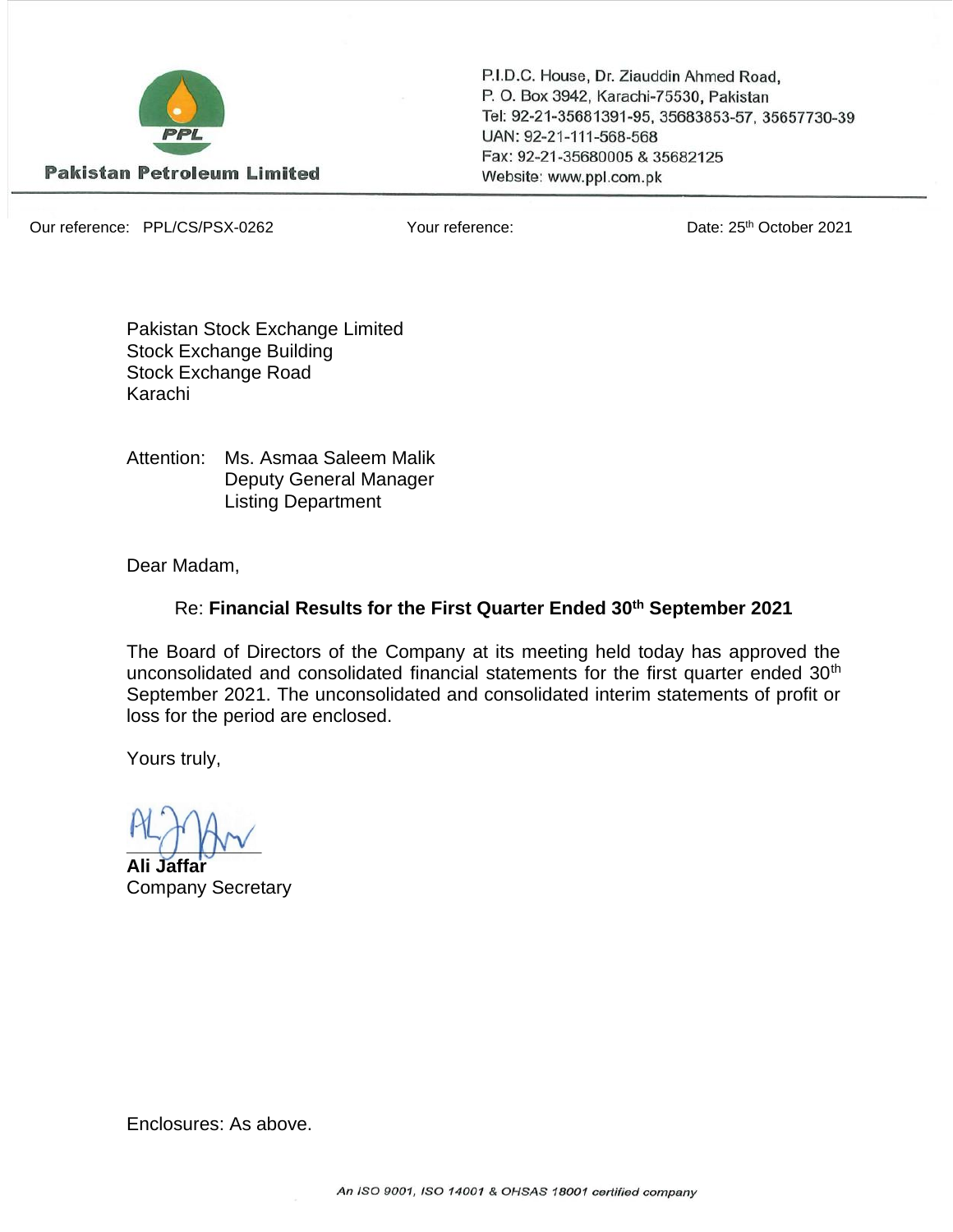**Pakistan Petroleum Limited**

P.I.D.C. House, Dr. Ziauddin Ahmed Road,
P. O. Box 3942, Karachi-75530, Pakistan
Tel: 92-21-35681391-95, 35683853-57, 35657730-39
UAN: 92-21-111-568-568
Fax: 92-21-35680005 & 35682125
Website: www.ppl.com.pk

Our reference: PPL/CS/PSX-0262 Your reference: Date: 25th October 2021

Pakistan Stock Exchange Limited
Stock Exchange Building
Stock Exchange Road
Karachi

Attention: Ms. Asmaa Saleem Malik
Deputy General Manager
Listing Department

Dear Madam,

Re: **Financial Results for the First Quarter Ended 30th September 2021**

The Board of Directors of the Company at its meeting held today has approved the unconsolidated and consolidated financial statements for the first quarter ended 30th September 2021. The unconsolidated and consolidated interim statements of profit or loss for the period are enclosed.

Yours truly,

**Ali Jaffar**
Company Secretary

Enclosures: As above.

*An ISO 9001, ISO 14001 & OHSAS 18001 certified company*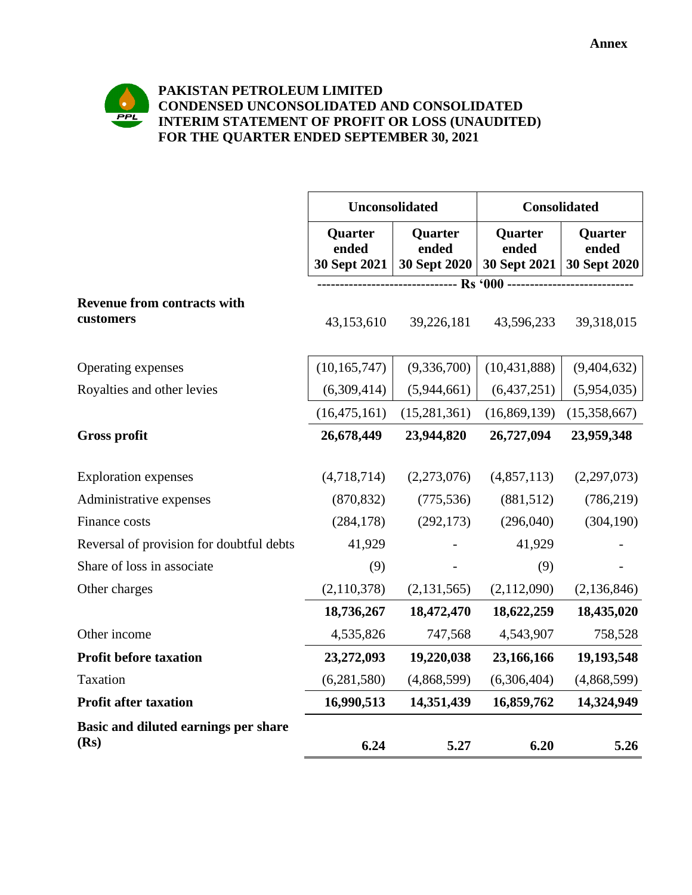Annex

**PAKISTAN PETROLEUM LIMITED**
**CONDENSED UNCONSOLIDATED AND CONSOLIDATED INTERIM STATEMENT OF PROFIT OR LOSS (UNAUDITED)**
**FOR THE QUARTER ENDED SEPTEMBER 30, 2021**

| | Unconsolidated | | Consolidated | |
|---|---|---|---|---|
| | Quarter ended 30 Sept 2021 | Quarter ended 30 Sept 2020 | Quarter ended 30 Sept 2021 | Quarter ended 30 Sept 2020 |
| | Rs '000 | | | |
| **Revenue from contracts with customers** | 43,153,610 | 39,226,181 | 43,596,233 | 39,318,015 |
| Operating expenses | (10,165,747) | (9,336,700) | (10,431,888) | (9,404,632) |
| Royalties and other levies | (6,309,414) | (5,944,661) | (6,437,251) | (5,954,035) |
| | (16,475,161) | (15,281,361) | (16,869,139) | (15,358,667) |
| **Gross profit** | **26,678,449** | **23,944,820** | **26,727,094** | **23,959,348** |
| Exploration expenses | (4,718,714) | (2,273,076) | (4,857,113) | (2,297,073) |
| Administrative expenses | (870,832) | (775,536) | (881,512) | (786,219) |
| Finance costs | (284,178) | (292,173) | (296,040) | (304,190) |
| Reversal of provision for doubtful debts | 41,929 | - | 41,929 | - |
| Share of loss in associate | (9) | - | (9) | - |
| Other charges | (2,110,378) | (2,131,565) | (2,112,090) | (2,136,846) |
| | **18,736,267** | **18,472,470** | **18,622,259** | **18,435,020** |
| Other income | 4,535,826 | 747,568 | 4,543,907 | 758,528 |
| **Profit before taxation** | **23,272,093** | **19,220,038** | **23,166,166** | **19,193,548** |
| Taxation | (6,281,580) | (4,868,599) | (6,306,404) | (4,868,599) |
| **Profit after taxation** | **16,990,513** | **14,351,439** | **16,859,762** | **14,324,949** |
| **Basic and diluted earnings per share (Rs)** | **6.24** | **5.27** | **6.20** | **5.26** |